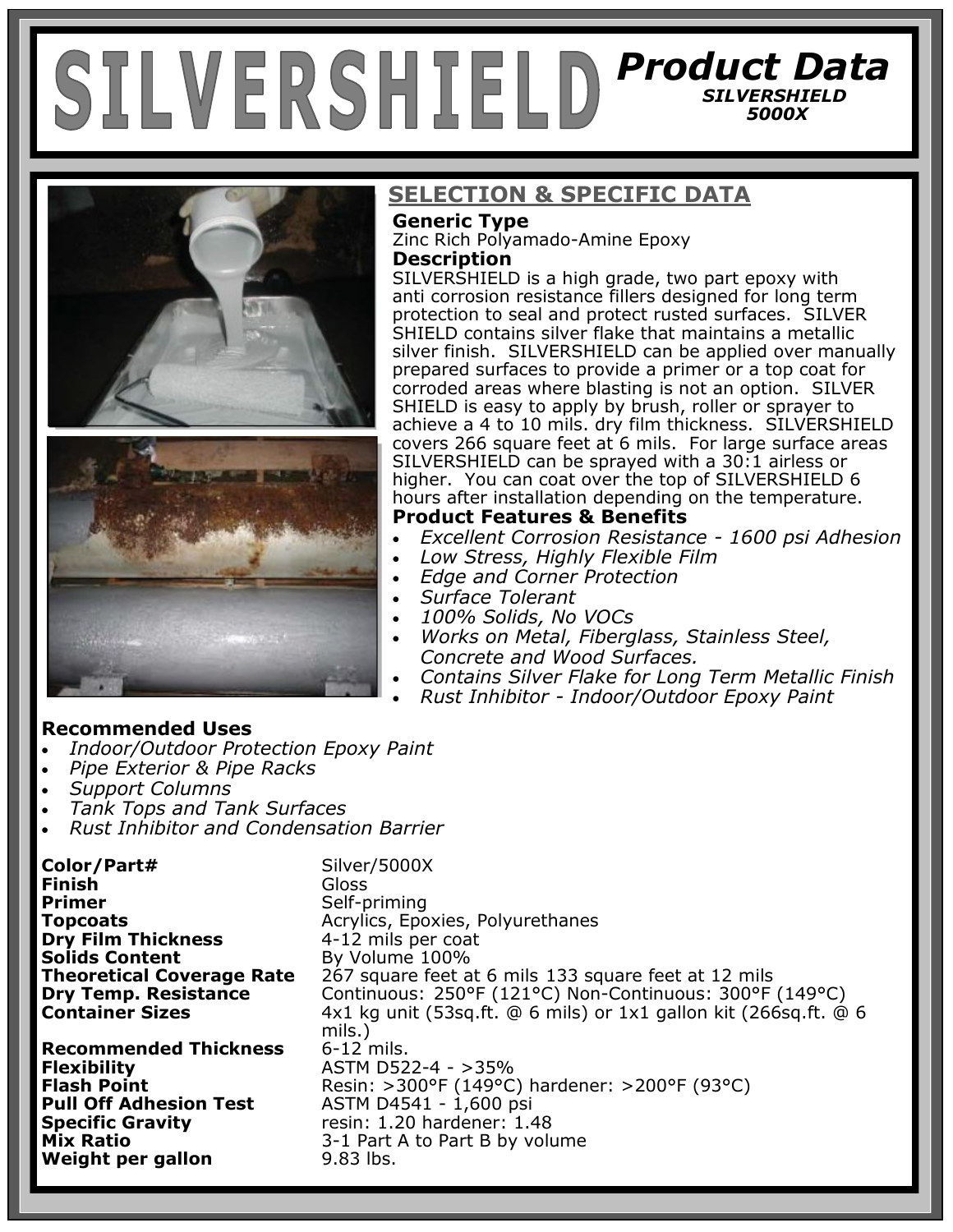# SILVERSHIELD

## Product Data

***SILVERSHIELD 5000X***

## SELECTION & SPECIFIC DATA

**Generic Type**

Zinc Rich Polyamado-Amine Epoxy

**Description**

SILVERSHIELD is a high grade, two part epoxy with anti corrosion resistance fillers designed for long term protection to seal and protect rusted surfaces. SILVER SHIELD contains silver flake that maintains a metallic silver finish. SILVERSHIELD can be applied over manually prepared surfaces to provide a primer or a top coat for corroded areas where blasting is not an option. SILVER SHIELD is easy to apply by brush, roller or sprayer to achieve a 4 to 10 mils. dry film thickness. SILVERSHIELD covers 266 square feet at 6 mils. For large surface areas SILVERSHIELD can be sprayed with a 30:1 airless or higher. You can coat over the top of SILVERSHIELD 6 hours after installation depending on the temperature.

**Product Features & Benefits**

- *Excellent Corrosion Resistance - 1600 psi Adhesion*
- *Low Stress, Highly Flexible Film*
- *Edge and Corner Protection*
- *Surface Tolerant*
- *100% Solids, No VOCs*
- *Works on Metal, Fiberglass, Stainless Steel, Concrete and Wood Surfaces.*
- *Contains Silver Flake for Long Term Metallic Finish*
- *Rust Inhibitor - Indoor/Outdoor Epoxy Paint*

**Recommended Uses**

- *Indoor/Outdoor Protection Epoxy Paint*
- *Pipe Exterior & Pipe Racks*
- *Support Columns*
- *Tank Tops and Tank Surfaces*
- *Rust Inhibitor and Condensation Barrier*

| | |
|---|---|
| **Color/Part#** | Silver/5000X |
| **Finish** | Gloss |
| **Primer** | Self-priming |
| **Topcoats** | Acrylics, Epoxies, Polyurethanes |
| **Dry Film Thickness** | 4-12 mils per coat |
| **Solids Content** | By Volume 100% |
| **Theoretical Coverage Rate** | 267 square feet at 6 mils 133 square feet at 12 mils |
| **Dry Temp. Resistance** | Continuous: 250°F (121°C) Non-Continuous: 300°F (149°C) |
| **Container Sizes** | 4x1 kg unit (53sq.ft. @ 6 mils) or 1x1 gallon kit (266sq.ft. @ 6 mils.) |
| **Recommended Thickness** | 6-12 mils. |
| **Flexibility** | ASTM D522-4 - >35% |
| **Flash Point** | Resin: >300°F (149°C) hardener: >200°F (93°C) |
| **Pull Off Adhesion Test** | ASTM D4541 - 1,600 psi |
| **Specific Gravity** | resin: 1.20 hardener: 1.48 |
| **Mix Ratio** | 3-1 Part A to Part B by volume |
| **Weight per gallon** | 9.83 lbs. |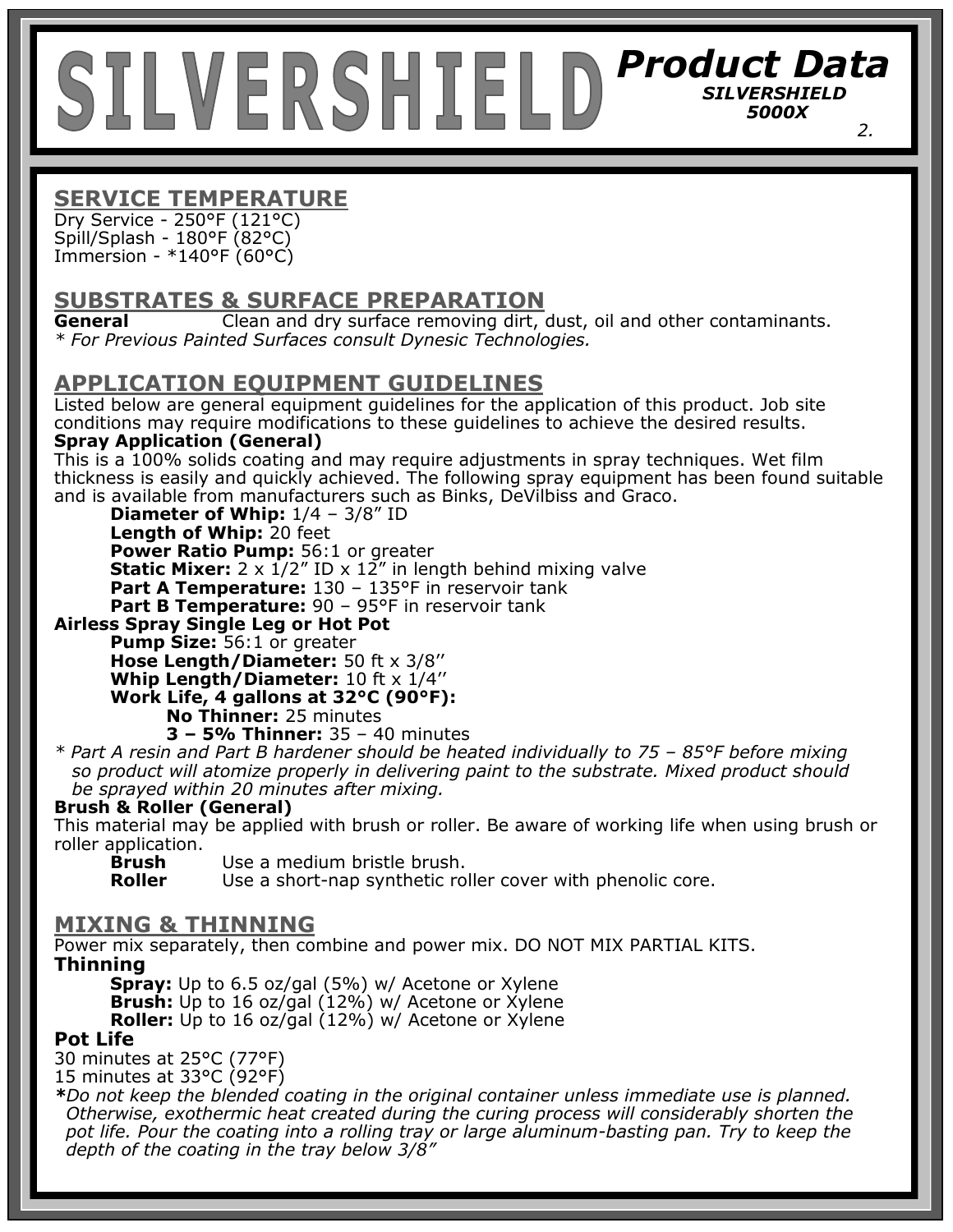# SILVERSHIELD

## Product Data
***SILVERSHIELD 5000X***

## SERVICE TEMPERATURE

Dry Service - 250°F (121°C)
Spill/Splash - 180°F (82°C)
Immersion - *140°F (60°C)

## SUBSTRATES & SURFACE PREPARATION

**General** Clean and dry surface removing dirt, dust, oil and other contaminants.
*\* For Previous Painted Surfaces consult Dynesic Technologies.*

## APPLICATION EQUIPMENT GUIDELINES

Listed below are general equipment guidelines for the application of this product. Job site conditions may require modifications to these guidelines to achieve the desired results.

**Spray Application (General)**
This is a 100% solids coating and may require adjustments in spray techniques. Wet film thickness is easily and quickly achieved. The following spray equipment has been found suitable and is available from manufacturers such as Binks, DeVilbiss and Graco.

- **Diameter of Whip:** 1/4 – 3/8" ID
- **Length of Whip:** 20 feet
- **Power Ratio Pump:** 56:1 or greater
- **Static Mixer:** 2 x 1/2" ID x 12" in length behind mixing valve
- **Part A Temperature:** 130 – 135°F in reservoir tank
- **Part B Temperature:** 90 – 95°F in reservoir tank

**Airless Spray Single Leg or Hot Pot**

- **Pump Size:** 56:1 or greater
- **Hose Length/Diameter:** 50 ft x 3/8''
- **Whip Length/Diameter:** 10 ft x 1/4''
- **Work Life, 4 gallons at 32°C (90°F):**
  - **No Thinner:** 25 minutes
  - **3 – 5% Thinner:** 35 – 40 minutes

*\* Part A resin and Part B hardener should be heated individually to 75 – 85°F before mixing so product will atomize properly in delivering paint to the substrate. Mixed product should be sprayed within 20 minutes after mixing.*

**Brush & Roller (General)**
This material may be applied with brush or roller. Be aware of working life when using brush or roller application.

- **Brush** Use a medium bristle brush.
- **Roller** Use a short-nap synthetic roller cover with phenolic core.

## MIXING & THINNING

Power mix separately, then combine and power mix. DO NOT MIX PARTIAL KITS.

**Thinning**

- **Spray:** Up to 6.5 oz/gal (5%) w/ Acetone or Xylene
- **Brush:** Up to 16 oz/gal (12%) w/ Acetone or Xylene
- **Roller:** Up to 16 oz/gal (12%) w/ Acetone or Xylene

**Pot Life**
30 minutes at 25°C (77°F)
15 minutes at 33°C (92°F)

***\****\*Do not keep the blended coating in the original container unless immediate use is planned. Otherwise, exothermic heat created during the curing process will considerably shorten the pot life. Pour the coating into a rolling tray or large aluminum-basting pan. Try to keep the depth of the coating in the tray below 3/8"*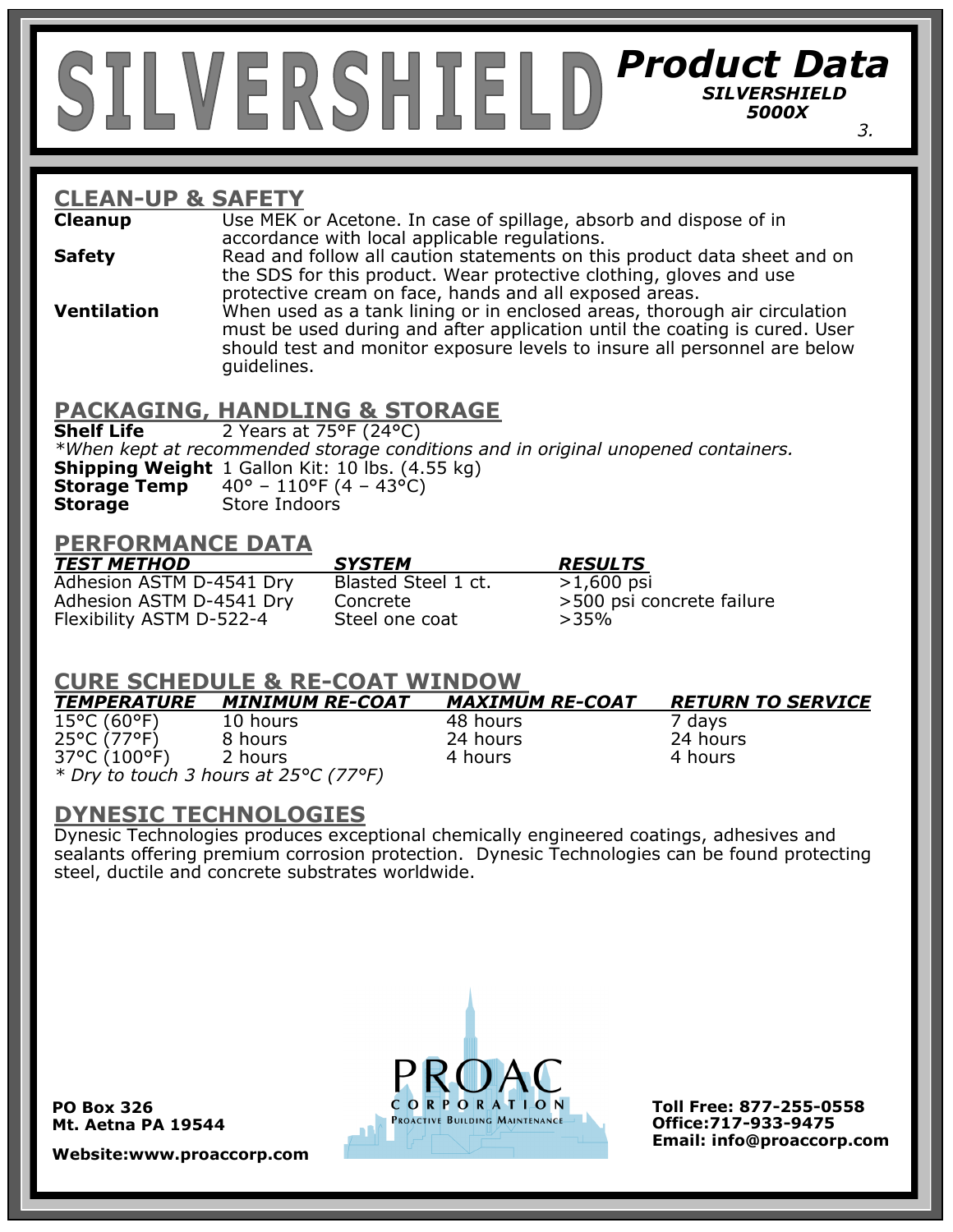# SILVERSHIELD

## Product Data

***SILVERSHIELD 5000X***

## CLEAN-UP & SAFETY

**Cleanup** Use MEK or Acetone. In case of spillage, absorb and dispose of in accordance with local applicable regulations.

**Safety** Read and follow all caution statements on this product data sheet and on the SDS for this product. Wear protective clothing, gloves and use protective cream on face, hands and all exposed areas.

**Ventilation** When used as a tank lining or in enclosed areas, thorough air circulation must be used during and after application until the coating is cured. User should test and monitor exposure levels to insure all personnel are below guidelines.

## PACKAGING, HANDLING & STORAGE

**Shelf Life** 2 Years at 75°F (24°C)

*\*When kept at recommended storage conditions and in original unopened containers.*

**Shipping Weight** 1 Gallon Kit: 10 lbs. (4.55 kg)

**Storage Temp** 40° – 110°F (4 – 43°C)

**Storage** Store Indoors

## PERFORMANCE DATA

| ***TEST METHOD*** | ***SYSTEM*** | ***RESULTS*** |
|---|---|---|
| Adhesion ASTM D-4541 Dry | Blasted Steel 1 ct. | >1,600 psi |
| Adhesion ASTM D-4541 Dry | Concrete | >500 psi concrete failure |
| Flexibility ASTM D-522-4 | Steel one coat | >35% |

## CURE SCHEDULE & RE-COAT WINDOW

| ***TEMPERATURE*** | ***MINIMUM RE-COAT*** | ***MAXIMUM RE-COAT*** | ***RETURN TO SERVICE*** |
|---|---|---|---|
| 15°C (60°F) | 10 hours | 48 hours | 7 days |
| 25°C (77°F) | 8 hours | 24 hours | 24 hours |
| 37°C (100°F) | 2 hours | 4 hours | 4 hours |

*\* Dry to touch 3 hours at 25°C (77°F)*

## DYNESIC TECHNOLOGIES

Dynesic Technologies produces exceptional chemically engineered coatings, adhesives and sealants offering premium corrosion protection. Dynesic Technologies can be found protecting steel, ductile and concrete substrates worldwide.

**PO Box 326**
**Mt. Aetna PA 19544**

**Website:www.proaccorp.com**

PROAC CORPORATION
PROACTIVE BUILDING MAINTENANCE

**Toll Free: 877-255-0558**
**Office:717-933-9475**
**Email: info@proaccorp.com**